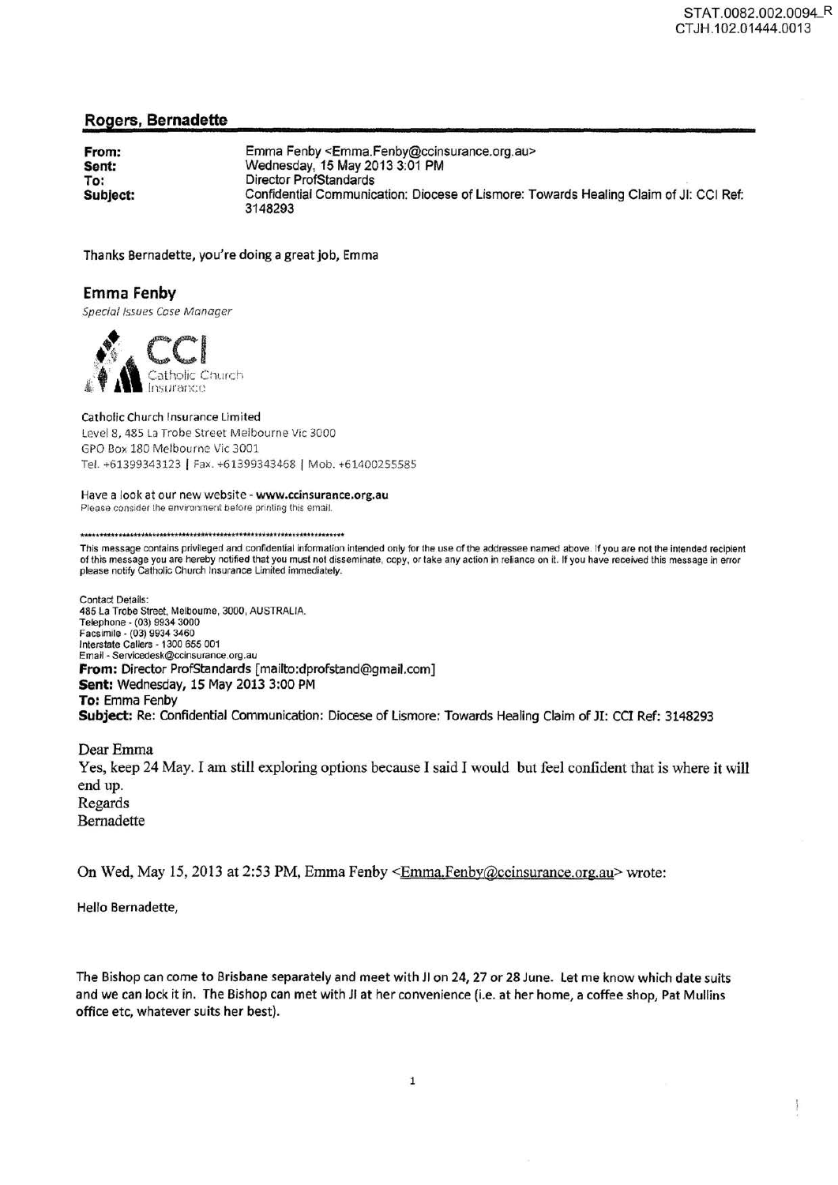STAT.0082.002.0094_R
CTJH.102.01444.0013

## Rogers, Bernadette

**From:** Emma Fenby <Emma.Fenby@ccinsurance.org.au>
**Sent:** Wednesday, 15 May 2013 3:01 PM
**To:** Director ProfStandards
**Subject:** Confidential Communication: Diocese of Lismore: Towards Healing Claim of JI: CCI Ref: 3148293

Thanks Bernadette, you're doing a great job, Emma

**Emma Fenby**
*Special Issues Case Manager*

CCI Catholic Church Insurance

Catholic Church Insurance Limited
Level 8, 485 La Trobe Street Melbourne Vic 3000
GPO Box 180 Melbourne Vic 3001
Tel. +61399343123 | Fax. +61399343468 | Mob. +61400255585

Have a look at our new website - **www.ccinsurance.org.au**
Please consider the environment before printing this email.

*********************************************************************

This message contains privileged and confidential information intended only for the use of the addressee named above. If you are not the intended recipient of this message you are hereby notified that you must not disseminate, copy, or take any action in reliance on it. If you have received this message in error please notify Catholic Church Insurance Limited immediately.

Contact Details:
485 La Trobe Street, Melbourne, 3000, AUSTRALIA.
Telephone - (03) 9934 3000
Facsimile - (03) 9934 3460
Interstate Callers - 1300 655 001
Email - Servicedesk@ccinsurance.org.au

**From:** Director ProfStandards [mailto:dprofstand@gmail.com]
**Sent:** Wednesday, 15 May 2013 3:00 PM
**To:** Emma Fenby
**Subject:** Re: Confidential Communication: Diocese of Lismore: Towards Healing Claim of JI: CCI Ref: 3148293

Dear Emma
Yes, keep 24 May. I am still exploring options because I said I would but feel confident that is where it will end up.
Regards
Bernadette

On Wed, May 15, 2013 at 2:53 PM, Emma Fenby <Emma.Fenby@ccinsurance.org.au> wrote:

Hello Bernadette,

The Bishop can come to Brisbane separately and meet with JI on 24, 27 or 28 June. Let me know which date suits and we can lock it in. The Bishop can met with JI at her convenience (i.e. at her home, a coffee shop, Pat Mullins office etc, whatever suits her best).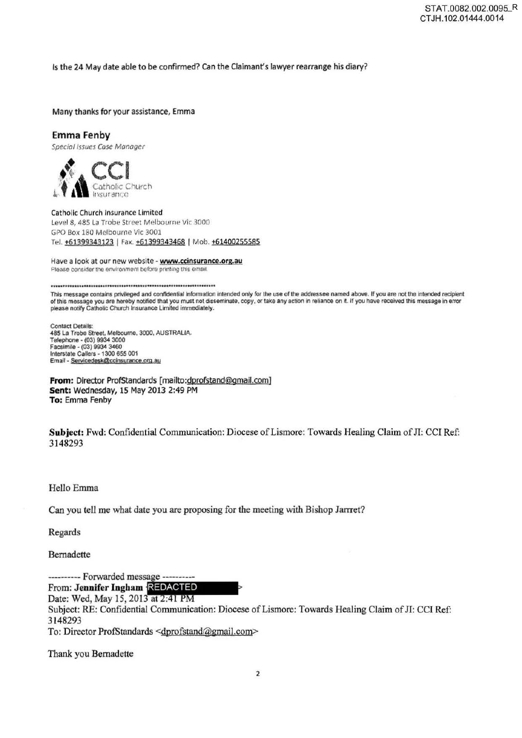Is the 24 May date able to be confirmed? Can the Claimant's lawyer rearrange his diary?

Many thanks for your assistance, Emma

**Emma Fenby**
*Special Issues Case Manager*

CCI Catholic Church Insurance

Catholic Church Insurance Limited
Level 8, 485 La Trobe Street Melbourne Vic 3000
GPO Box 180 Melbourne Vic 3001
Tel. +61399343123 | Fax. +61399343468 | Mob. +61400255585

Have a look at our new website - **www.ccinsurance.org.au**
Please consider the environment before printing this email.

*********************************************************************

This message contains privileged and confidential information intended only for the use of the addressee named above. If you are not the intended recipient of this message you are hereby notified that you must not disseminate, copy, or take any action in reliance on it. If you have received this message in error please notify Catholic Church Insurance Limited immediately.

Contact Details:
485 La Trobe Street, Melbourne, 3000, AUSTRALIA.
Telephone - (03) 9934 3000
Facsimile - (03) 9934 3460
Interstate Callers - 1300 655 001
Email - Servicedesk@ccinsurance.org.au

**From:** Director ProfStandards [mailto:dprofstand@gmail.com]
**Sent:** Wednesday, 15 May 2013 2:49 PM
**To:** Emma Fenby

**Subject:** Fwd: Confidential Communication: Diocese of Lismore: Towards Healing Claim of JI: CCI Ref: 3148293

Hello Emma

Can you tell me what date you are proposing for the meeting with Bishop Jarret?

Regards

Bernadette

---------- Forwarded message ----------
From: **Jennifer Ingham** <REDACTED>
Date: Wed, May 15, 2013 at 2:41 PM
Subject: RE: Confidential Communication: Diocese of Lismore: Towards Healing Claim of JI: CCI Ref: 3148293
To: Director ProfStandards <dprofstand@gmail.com>

Thank you Bernadette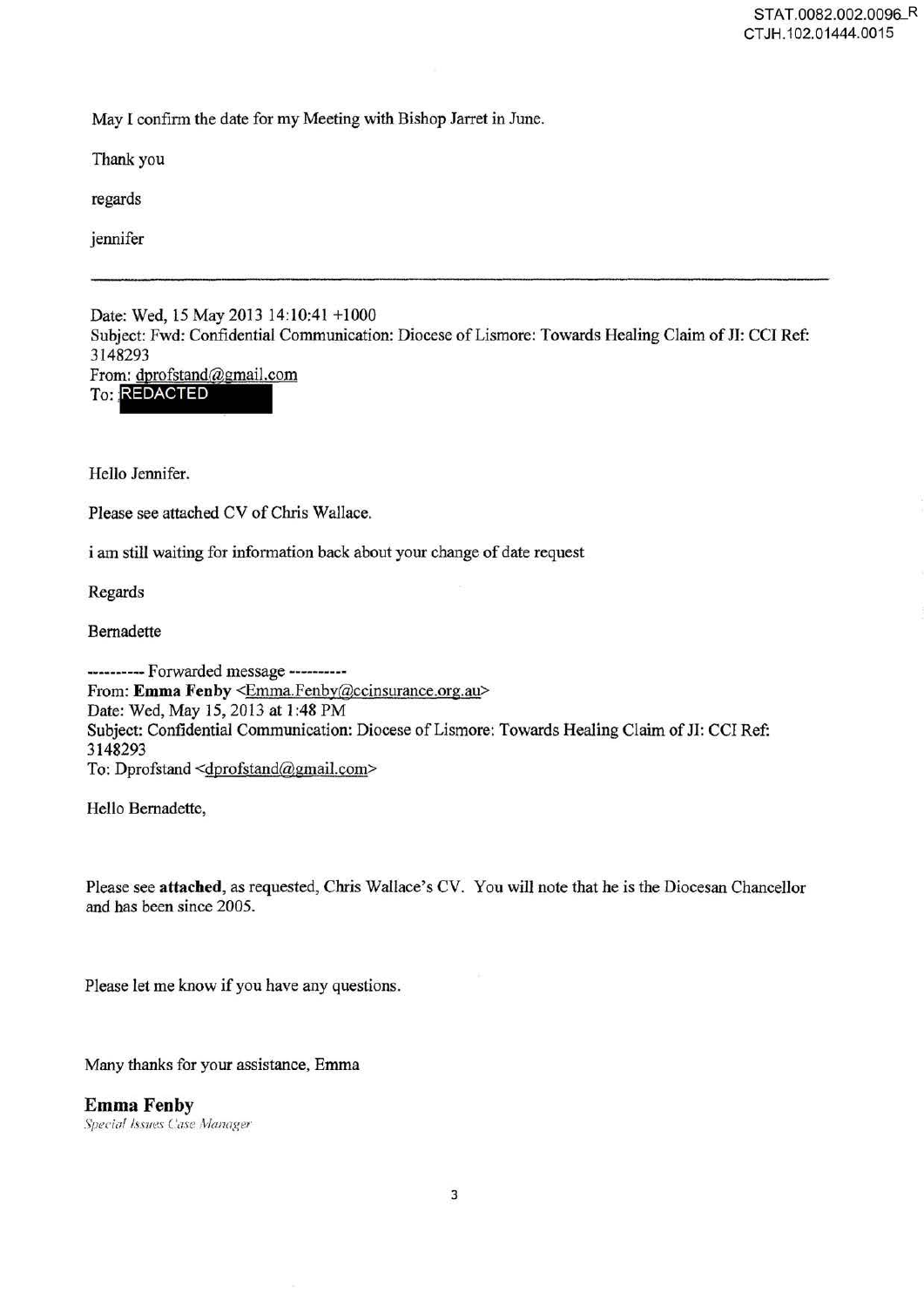May I confirm the date for my Meeting with Bishop Jarret in June.

Thank you

regards

jennifer

---

Date: Wed, 15 May 2013 14:10:41 +1000
Subject: Fwd: Confidential Communication: Diocese of Lismore: Towards Healing Claim of JI: CCI Ref: 3148293
From: dprofstand@gmail.com
To: REDACTED

Hello Jennifer.

Please see attached CV of Chris Wallace.

i am still waiting for information back about your change of date request

Regards

Bernadette

---------- Forwarded message ----------
From: **Emma Fenby** <Emma.Fenby@ccinsurance.org.au>
Date: Wed, May 15, 2013 at 1:48 PM
Subject: Confidential Communication: Diocese of Lismore: Towards Healing Claim of JI: CCI Ref: 3148293
To: Dprofstand <dprofstand@gmail.com>

Hello Bernadette,

Please see **attached**, as requested, Chris Wallace's CV. You will note that he is the Diocesan Chancellor and has been since 2005.

Please let me know if you have any questions.

Many thanks for your assistance, Emma

**Emma Fenby**
*Special Issues Case Manager*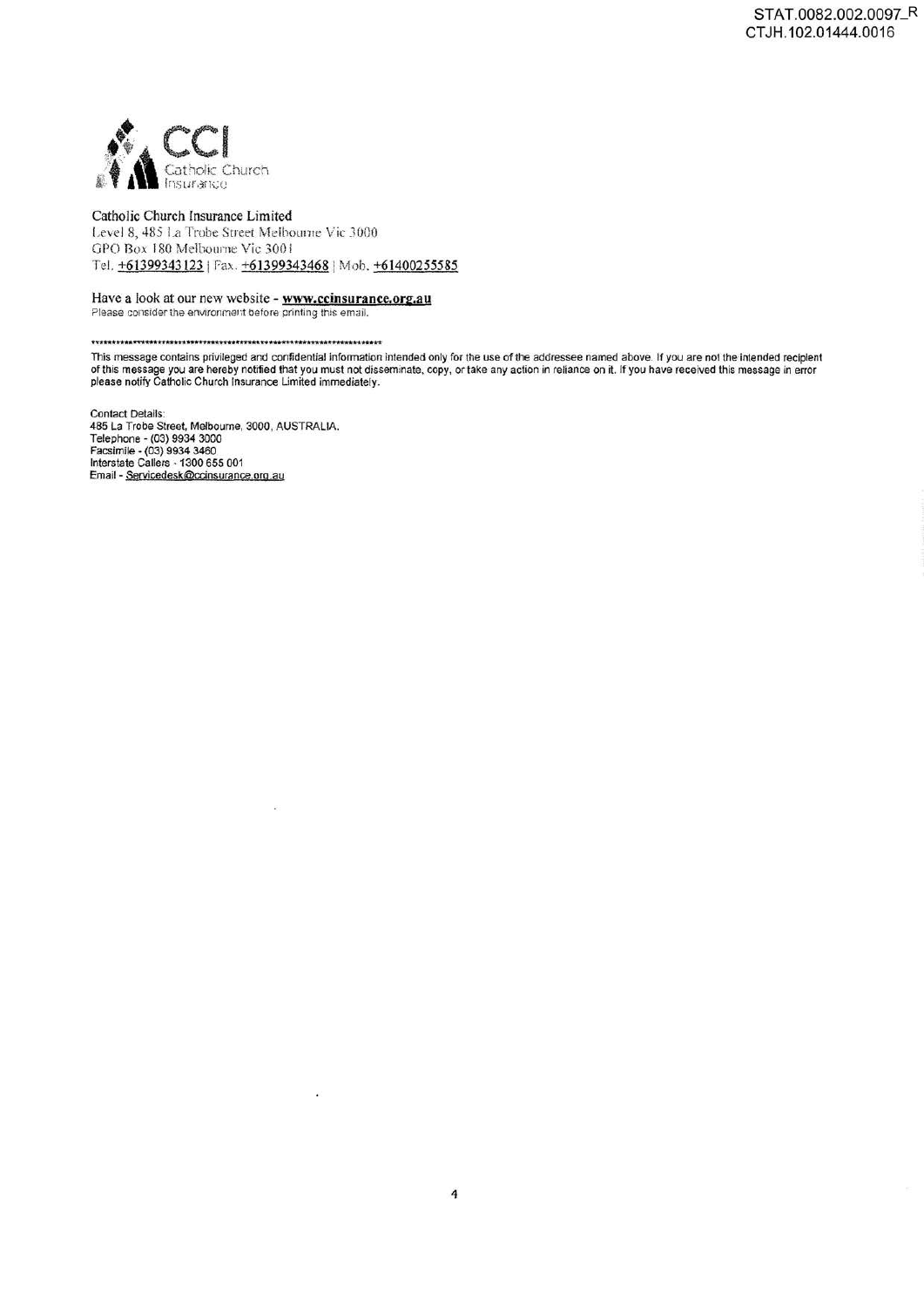CCI
Catholic Church
Insurance

Catholic Church Insurance Limited
Level 8, 485 La Trobe Street Melbourne Vic 3000
GPO Box 180 Melbourne Vic 3001
Tel. +61399343123 | Fax. +61399343468 | Mob. +61400255585

Have a look at our new website - **www.ccinsurance.org.au**
Please consider the environment before printing this email.

*********************************************************************

This message contains privileged and confidential information intended only for the use of the addressee named above. If you are not the intended recipient of this message you are hereby notified that you must not disseminate, copy, or take any action in reliance on it. If you have received this message in error please notify Catholic Church Insurance Limited immediately.

Contact Details:
485 La Trobe Street, Melbourne, 3000, AUSTRALIA.
Telephone - (03) 9934 3000
Facsimile - (03) 9934 3460
Interstate Callers - 1300 655 001
Email - Servicedesk@ccinsurance.org.au